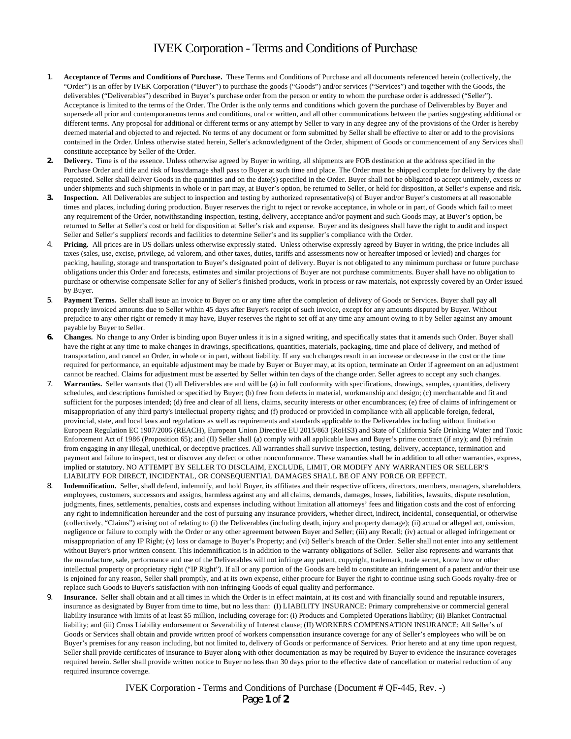# IVEK Corporation - Terms and Conditions of Purchase

1. **Acceptance of Terms and Conditions of Purchase.** These Terms and Conditions of Purchase and all documents referenced herein (collectively, the "Order") is an offer by IVEK Corporation ("Buyer") to purchase the goods ("Goods") and/or services ("Services") and together with the Goods, the deliverables ("Deliverables") described in Buyer's purchase order from the person or entity to whom the purchase order is addressed ("Seller"). Acceptance is limited to the terms of the Order. The Order is the only terms and conditions which govern the purchase of Deliverables by Buyer and supersede all prior and contemporaneous terms and conditions, oral or written, and all other communications between the parties suggesting additional or different terms. Any proposal for additional or different terms or any attempt by Seller to vary in any degree any of the provisions of the Order is hereby deemed material and objected to and rejected. No terms of any document or form submitted by Seller shall be effective to alter or add to the provisions contained in the Order. Unless otherwise stated herein, Seller's acknowledgment of the Order, shipment of Goods or commencement of any Services shall constitute acceptance by Seller of the Order.
2. **Delivery.** Time is of the essence. Unless otherwise agreed by Buyer in writing, all shipments are FOB destination at the address specified in the Purchase Order and title and risk of loss/damage shall pass to Buyer at such time and place. The Order must be shipped complete for delivery by the date requested. Seller shall deliver Goods in the quantities and on the date(s) specified in the Order. Buyer shall not be obligated to accept untimely, excess or under shipments and such shipments in whole or in part may, at Buyer's option, be returned to Seller, or held for disposition, at Seller's expense and risk.
3. **Inspection.** All Deliverables are subject to inspection and testing by authorized representative(s) of Buyer and/or Buyer's customers at all reasonable times and places, including during production. Buyer reserves the right to reject or revoke acceptance, in whole or in part, of Goods which fail to meet any requirement of the Order, notwithstanding inspection, testing, delivery, acceptance and/or payment and such Goods may, at Buyer's option, be returned to Seller at Seller's cost or held for disposition at Seller's risk and expense. Buyer and its designees shall have the right to audit and inspect Seller and Seller's suppliers' records and facilities to determine Seller's and its supplier's compliance with the Order.
4. **Pricing.** All prices are in US dollars unless otherwise expressly stated. Unless otherwise expressly agreed by Buyer in writing, the price includes all taxes (sales, use, excise, privilege, ad valorem, and other taxes, duties, tariffs and assessments now or hereafter imposed or levied) and charges for packing, hauling, storage and transportation to Buyer's designated point of delivery. Buyer is not obligated to any minimum purchase or future purchase obligations under this Order and forecasts, estimates and similar projections of Buyer are not purchase commitments. Buyer shall have no obligation to purchase or otherwise compensate Seller for any of Seller's finished products, work in process or raw materials, not expressly covered by an Order issued by Buyer.
5. **Payment Terms.** Seller shall issue an invoice to Buyer on or any time after the completion of delivery of Goods or Services. Buyer shall pay all properly invoiced amounts due to Seller within 45 days after Buyer's receipt of such invoice, except for any amounts disputed by Buyer. Without prejudice to any other right or remedy it may have, Buyer reserves the right to set off at any time any amount owing to it by Seller against any amount payable by Buyer to Seller.
6. **Changes.** No change to any Order is binding upon Buyer unless it is in a signed writing, and specifically states that it amends such Order. Buyer shall have the right at any time to make changes in drawings, specifications, quantities, materials, packaging, time and place of delivery, and method of transportation, and cancel an Order, in whole or in part, without liability. If any such changes result in an increase or decrease in the cost or the time required for performance, an equitable adjustment may be made by Buyer or Buyer may, at its option, terminate an Order if agreement on an adjustment cannot be reached. Claims for adjustment must be asserted by Seller within ten days of the change order. Seller agrees to accept any such changes.
7. **Warranties.** Seller warrants that (I) all Deliverables are and will be (a) in full conformity with specifications, drawings, samples, quantities, delivery schedules, and descriptions furnished or specified by Buyer; (b) free from defects in material, workmanship and design; (c) merchantable and fit and sufficient for the purposes intended; (d) free and clear of all liens, claims, security interests or other encumbrances; (e) free of claims of infringement or misappropriation of any third party's intellectual property rights; and (f) produced or provided in compliance with all applicable foreign, federal, provincial, state, and local laws and regulations as well as requirements and standards applicable to the Deliverables including without limitation European Regulation EC 1907/2006 (REACH), European Union Directive EU 2015/863 (RoHS3) and State of California Safe Drinking Water and Toxic Enforcement Act of 1986 (Proposition 65); and (II) Seller shall (a) comply with all applicable laws and Buyer's prime contract (if any); and (b) refrain from engaging in any illegal, unethical, or deceptive practices. All warranties shall survive inspection, testing, delivery, acceptance, termination and payment and failure to inspect, test or discover any defect or other nonconformance. These warranties shall be in addition to all other warranties, express, implied or statutory. NO ATTEMPT BY SELLER TO DISCLAIM, EXCLUDE, LIMIT, OR MODIFY ANY WARRANTIES OR SELLER'S LIABILITY FOR DIRECT, INCIDENTAL, OR CONSEQUENTIAL DAMAGES SHALL BE OF ANY FORCE OR EFFECT.
8. **Indemnification.** Seller, shall defend, indemnify, and hold Buyer, its affiliates and their respective officers, directors, members, managers, shareholders, employees, customers, successors and assigns, harmless against any and all claims, demands, damages, losses, liabilities, lawsuits, dispute resolution, judgments, fines, settlements, penalties, costs and expenses including without limitation all attorneys' fees and litigation costs and the cost of enforcing any right to indemnification hereunder and the cost of pursuing any insurance providers, whether direct, indirect, incidental, consequential, or otherwise (collectively, "Claims") arising out of relating to (i) the Deliverables (including death, injury and property damage); (ii) actual or alleged act, omission, negligence or failure to comply with the Order or any other agreement between Buyer and Seller; (iii) any Recall; (iv) actual or alleged infringement or misappropriation of any IP Right; (v) loss or damage to Buyer's Property; and (vi) Seller's breach of the Order. Seller shall not enter into any settlement without Buyer's prior written consent. This indemnification is in addition to the warranty obligations of Seller. Seller also represents and warrants that the manufacture, sale, performance and use of the Deliverables will not infringe any patent, copyright, trademark, trade secret, know how or other intellectual property or proprietary right ("IP Right"). If all or any portion of the Goods are held to constitute an infringement of a patent and/or their use is enjoined for any reason, Seller shall promptly, and at its own expense, either procure for Buyer the right to continue using such Goods royalty-free or replace such Goods to Buyer's satisfaction with non-infringing Goods of equal quality and performance.
9. **Insurance.** Seller shall obtain and at all times in which the Order is in effect maintain, at its cost and with financially sound and reputable insurers, insurance as designated by Buyer from time to time, but no less than: (I) LIABILITY INSURANCE: Primary comprehensive or commercial general liability insurance with limits of at least $5 million, including coverage for: (i) Products and Completed Operations liability; (ii) Blanket Contractual liability; and (iii) Cross Liability endorsement or Severability of Interest clause; (II) WORKERS COMPENSATION INSURANCE: All Seller's of Goods or Services shall obtain and provide written proof of workers compensation insurance coverage for any of Seller's employees who will be on Buyer's premises for any reason including, but not limited to, delivery of Goods or performance of Services. Prior hereto and at any time upon request, Seller shall provide certificates of insurance to Buyer along with other documentation as may be required by Buyer to evidence the insurance coverages required herein. Seller shall provide written notice to Buyer no less than 30 days prior to the effective date of cancellation or material reduction of any required insurance coverage.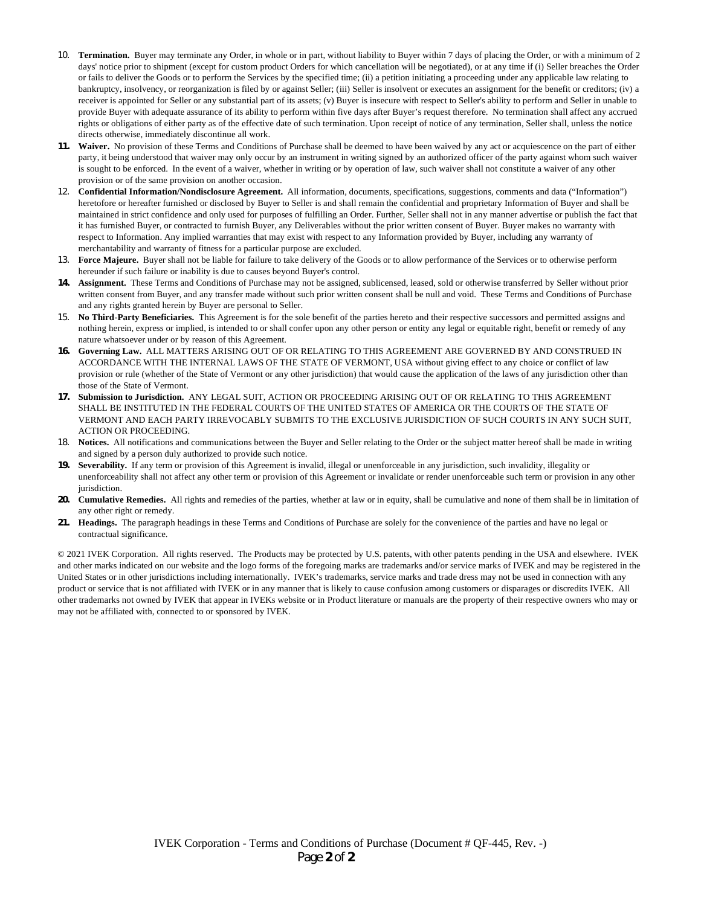10. **Termination.** Buyer may terminate any Order, in whole or in part, without liability to Buyer within 7 days of placing the Order, or with a minimum of 2 days' notice prior to shipment (except for custom product Orders for which cancellation will be negotiated), or at any time if (i) Seller breaches the Order or fails to deliver the Goods or to perform the Services by the specified time; (ii) a petition initiating a proceeding under any applicable law relating to bankruptcy, insolvency, or reorganization is filed by or against Seller; (iii) Seller is insolvent or executes an assignment for the benefit or creditors; (iv) a receiver is appointed for Seller or any substantial part of its assets; (v) Buyer is insecure with respect to Seller's ability to perform and Seller in unable to provide Buyer with adequate assurance of its ability to perform within five days after Buyer's request therefore. No termination shall affect any accrued rights or obligations of either party as of the effective date of such termination. Upon receipt of notice of any termination, Seller shall, unless the notice directs otherwise, immediately discontinue all work.
11. **Waiver.** No provision of these Terms and Conditions of Purchase shall be deemed to have been waived by any act or acquiescence on the part of either party, it being understood that waiver may only occur by an instrument in writing signed by an authorized officer of the party against whom such waiver is sought to be enforced. In the event of a waiver, whether in writing or by operation of law, such waiver shall not constitute a waiver of any other provision or of the same provision on another occasion.
12. **Confidential Information/Nondisclosure Agreement.** All information, documents, specifications, suggestions, comments and data ("Information") heretofore or hereafter furnished or disclosed by Buyer to Seller is and shall remain the confidential and proprietary Information of Buyer and shall be maintained in strict confidence and only used for purposes of fulfilling an Order. Further, Seller shall not in any manner advertise or publish the fact that it has furnished Buyer, or contracted to furnish Buyer, any Deliverables without the prior written consent of Buyer. Buyer makes no warranty with respect to Information. Any implied warranties that may exist with respect to any Information provided by Buyer, including any warranty of merchantability and warranty of fitness for a particular purpose are excluded.
13. **Force Majeure.** Buyer shall not be liable for failure to take delivery of the Goods or to allow performance of the Services or to otherwise perform hereunder if such failure or inability is due to causes beyond Buyer's control.
14. **Assignment.** These Terms and Conditions of Purchase may not be assigned, sublicensed, leased, sold or otherwise transferred by Seller without prior written consent from Buyer, and any transfer made without such prior written consent shall be null and void. These Terms and Conditions of Purchase and any rights granted herein by Buyer are personal to Seller.
15. **No Third-Party Beneficiaries.** This Agreement is for the sole benefit of the parties hereto and their respective successors and permitted assigns and nothing herein, express or implied, is intended to or shall confer upon any other person or entity any legal or equitable right, benefit or remedy of any nature whatsoever under or by reason of this Agreement.
16. **Governing Law.** ALL MATTERS ARISING OUT OF OR RELATING TO THIS AGREEMENT ARE GOVERNED BY AND CONSTRUED IN ACCORDANCE WITH THE INTERNAL LAWS OF THE STATE OF VERMONT, USA without giving effect to any choice or conflict of law provision or rule (whether of the State of Vermont or any other jurisdiction) that would cause the application of the laws of any jurisdiction other than those of the State of Vermont.
17. **Submission to Jurisdiction.** ANY LEGAL SUIT, ACTION OR PROCEEDING ARISING OUT OF OR RELATING TO THIS AGREEMENT SHALL BE INSTITUTED IN THE FEDERAL COURTS OF THE UNITED STATES OF AMERICA OR THE COURTS OF THE STATE OF VERMONT AND EACH PARTY IRREVOCABLY SUBMITS TO THE EXCLUSIVE JURISDICTION OF SUCH COURTS IN ANY SUCH SUIT, ACTION OR PROCEEDING.
18. **Notices.** All notifications and communications between the Buyer and Seller relating to the Order or the subject matter hereof shall be made in writing and signed by a person duly authorized to provide such notice.
19. **Severability.** If any term or provision of this Agreement is invalid, illegal or unenforceable in any jurisdiction, such invalidity, illegality or unenforceability shall not affect any other term or provision of this Agreement or invalidate or render unenforceable such term or provision in any other jurisdiction.
20. **Cumulative Remedies.** All rights and remedies of the parties, whether at law or in equity, shall be cumulative and none of them shall be in limitation of any other right or remedy.
21. **Headings.** The paragraph headings in these Terms and Conditions of Purchase are solely for the convenience of the parties and have no legal or contractual significance.

© 2021 IVEK Corporation. All rights reserved. The Products may be protected by U.S. patents, with other patents pending in the USA and elsewhere. IVEK and other marks indicated on our website and the logo forms of the foregoing marks are trademarks and/or service marks of IVEK and may be registered in the United States or in other jurisdictions including internationally. IVEK's trademarks, service marks and trade dress may not be used in connection with any product or service that is not affiliated with IVEK or in any manner that is likely to cause confusion among customers or disparages or discredits IVEK. All other trademarks not owned by IVEK that appear in IVEKs website or in Product literature or manuals are the property of their respective owners who may or may not be affiliated with, connected to or sponsored by IVEK.